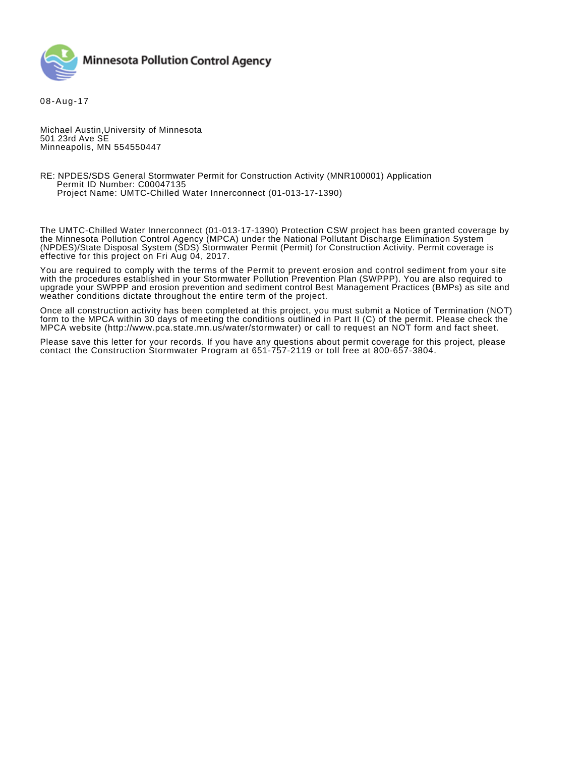Minnesota Pollution Control Agency

08-Aug-17

Michael Austin,University of Minnesota
501 23rd Ave SE
Minneapolis, MN 554550447

RE: NPDES/SDS General Stormwater Permit for Construction Activity (MNR100001) Application
Permit ID Number: C00047135
Project Name: UMTC-Chilled Water Innerconnect (01-013-17-1390)

The UMTC-Chilled Water Innerconnect (01-013-17-1390) Protection CSW project has been granted coverage by the Minnesota Pollution Control Agency (MPCA) under the National Pollutant Discharge Elimination System (NPDES)/State Disposal System (SDS) Stormwater Permit (Permit) for Construction Activity. Permit coverage is effective for this project on Fri Aug 04, 2017.

You are required to comply with the terms of the Permit to prevent erosion and control sediment from your site with the procedures established in your Stormwater Pollution Prevention Plan (SWPPP). You are also required to upgrade your SWPPP and erosion prevention and sediment control Best Management Practices (BMPs) as site and weather conditions dictate throughout the entire term of the project.

Once all construction activity has been completed at this project, you must submit a Notice of Termination (NOT) form to the MPCA within 30 days of meeting the conditions outlined in Part II (C) of the permit. Please check the MPCA website (http://www.pca.state.mn.us/water/stormwater) or call to request an NOT form and fact sheet.

Please save this letter for your records. If you have any questions about permit coverage for this project, please contact the Construction Stormwater Program at 651-757-2119 or toll free at 800-657-3804.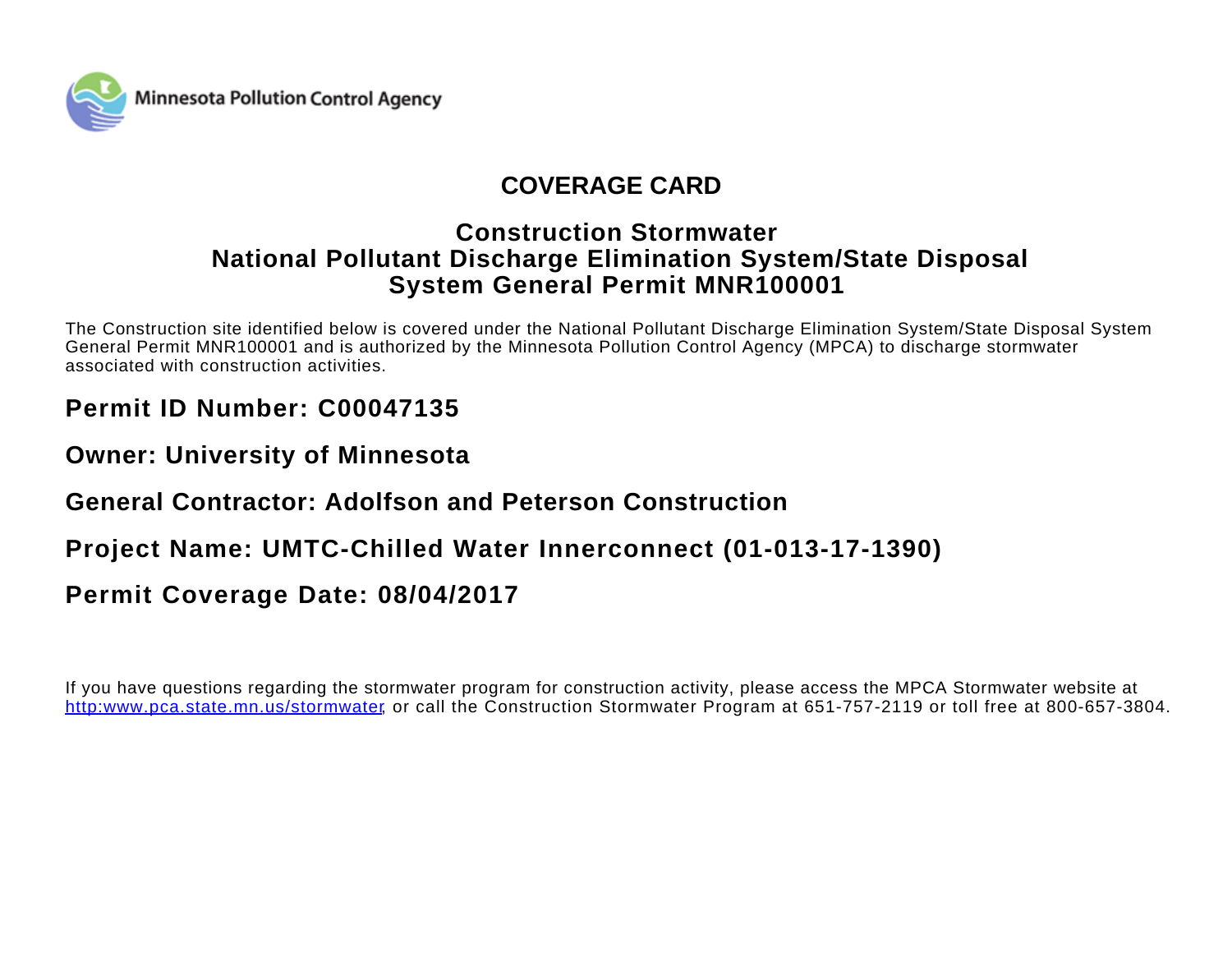Minnesota Pollution Control Agency

# COVERAGE CARD

## Construction Stormwater
## National Pollutant Discharge Elimination System/State Disposal System General Permit MNR100001

The Construction site identified below is covered under the National Pollutant Discharge Elimination System/State Disposal System General Permit MNR100001 and is authorized by the Minnesota Pollution Control Agency (MPCA) to discharge stormwater associated with construction activities.

**Permit ID Number: C00047135**

**Owner: University of Minnesota**

**General Contractor: Adolfson and Peterson Construction**

**Project Name: UMTC-Chilled Water Innerconnect (01-013-17-1390)**

**Permit Coverage Date: 08/04/2017**

If you have questions regarding the stormwater program for construction activity, please access the MPCA Stormwater website at http:www.pca.state.mn.us/stormwater, or call the Construction Stormwater Program at 651-757-2119 or toll free at 800-657-3804.